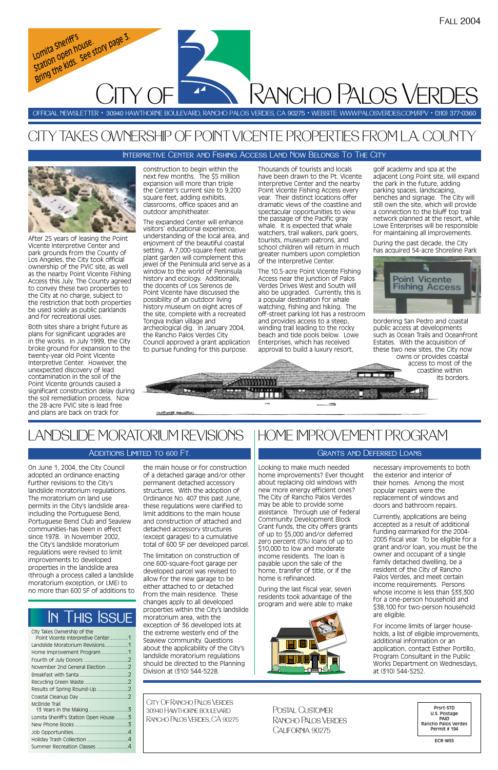Fall 2004

Lomita Sheriff's Station open house. Bring the kids. See story page 3.

# City of Rancho Palos Verdes

OFFICIAL NEWSLETTER • 30940 HAWTHORNE BOULEVARD, RANCHO PALOS VERDES, CA 90275 • WEBSITE: WWW.PALOSVERDES.COM/RPV • (310) 377-0360

## City Takes Ownership of Point Vicente Properties from L.A. County

### Interpretive Center and Fishing Access Land Now Belongs To The City

After 25 years of leasing the Point Vicente Interpretive Center and park grounds from the County of Los Angeles, the City took official ownership of the PVIC site, as well as the nearby Point Vicente Fishing Access this July. The County agreed to convey these two properties to the City at no charge, subject to the restriction that both properties be used solely as public parklands and for recreational uses.

Both sites share a bright future as plans for significant upgrades are in the works. In July 1999, the City broke ground for expansion to the twenty-year old Point Vicente Interpretive Center. However, the unexpected discovery of lead contamination in the soil of the Point Vicente grounds caused a significant construction delay during the soil remediation process. Now the 28-acre PVIC site is lead free and plans are back on track for construction to begin within the next few months. The $5 million expansion will more than triple the Center's current size to 9,200 square feet, adding exhibits, classrooms, office spaces and an outdoor amphitheater.

The expanded Center will enhance visitors' educational experience, understanding of the local area, and enjoyment of the beautiful coastal setting. A 7,000-square feet native plant garden will complement this jewel of the Peninsula and serve as a window to the world of Peninsula history and ecology. Additionally, the docents of Los Serenos de Point Vicente have discussed the possibility of an outdoor living history museum on eight acres of the site, complete with a recreated Tongva Indian village and archeological dig. In January 2004, the Rancho Palos Verdes City Council approved a grant application to pursue funding for this purpose.

Thousands of tourists and locals have been drawn to the Pt. Vicente Interpretive Center and the nearby Point Vicente Fishing Access every year. Their distinct locations offer dramatic views of the coastline and spectacular opportunities to view the passage of the Pacific gray whale. It is expected that whale watchers, trail walkers, park goers, tourists, museum patrons, and school children will return in much greater numbers upon completion of the Interpretive Center.

The 10.5-acre Point Vicente Fishing Access near the junction of Palos Verdes Drives West and South will also be upgraded. Currently, this is a popular destination for whale watching, fishing and hiking. The off-street parking lot has a restroom and provides access to a steep, winding trail leading to the rocky beach and tide pools below. Lowe Enterprises, which has received approval to build a luxury resort, golf academy and spa at the adjacent Long Point site, will expand the park in the future, adding parking spaces, landscaping, benches and signage. The City will still own the site, which will provide a connection to the bluff top trail network planned at the resort, while Lowe Enterprises will be responsible for maintaining all improvements.

During the past decade, the City has acquired 54-acre Shoreline Park bordering San Pedro and coastal public access at developments such as Ocean Trails and Oceanfront Estates. With the acquisition of these two new sites, the City now owns or provides coastal access to most of the coastline within its borders.

## Landslide Moratorium Revisions

### Additions Limited to 600 Ft.

On June 1, 2004, the City Council adopted an ordinance enacting further revisions to the City's landslide moratorium regulations. The moratorium on land use permits in the City's landslide area-including the Portuguese Bend, Portuguese Bend Club and Seaview communities-has been in effect since 1978. In November 2002, the City's landslide moratorium regulations were revised to limit improvements to developed properties in the landslide area (through a process called a landslide moratorium exception, or LME) to no more than 600 SF of additions to the main house or for construction of a detached garage and/or other permanent detached accessory structures. With the adoption of Ordinance No. 407 this past June, these regulations were clarified to limit additions to the main house and construction of attached and detached accessory structures (except garages) to a cumulative total of 600 SF per developed parcel.

The limitation on construction of one 600-square-foot garage per developed parcel was revised to allow for the new garage to be either attached to or detached from the main residence. These changes apply to all developed properties within the City's landslide moratorium area, with the exception of 36 developed lots at the extreme westerly end of the Seaview community. Questions about the applicability of the City's landslide moratorium regulations should be directed to the Planning Division at (310) 544-5228.

## In This Issue

- City Takes Ownership of the Point Vicente Interpretive Center............1
- Landslide Moratorium Revisions...............1
- Home Improvement Program.................1
- Fourth of July Donors ...........................2
- November 2nd General Election.............2
- Breakfast with Santa..............................2
- Recycling Green Waste..........................2
- Results of Spring Round-Up....................2
- Coastal Cleanup Day .............................2
- McBride Trail 13 Years in the Making........................3
- Lomita Sheriff's Station Open House........3
- New Phone Books ..................................3
- Job Opportunities...................................4
- Holiday Trash Collection ........................4
- Summer Recreation Classes ...................4

## Home Improvement Program

### Grants and Deferred Loans

Looking to make much needed home improvements? Ever thought about replacing old windows with new more energy efficient ones? The City of Rancho Palos Verdes may be able to provide some assistance. Through use of federal Community Development Block Grant funds, the city offers grants of up to $5,000 and/or deferred zero percent (0%) loans of up to $10,000 to low and moderate income residents. The loan is payable upon the sale of the home, transfer of title, or if the home is refinanced.

During the last fiscal year, seven residents took advantage of the program and were able to make necessary improvements to both the exterior and interior of their homes. Among the most popular repairs were the replacement of windows and doors and bathroom repairs.

Currently, applications are being accepted as a result of additional funding earmarked for the 2004-2005 fiscal year. To be eligible for a grant and/or loan, you must be the owner and occupant of a single family detached dwelling, be a resident of the City of Rancho Palos Verdes, and meet certain income requirements. Persons whose income is less than $33,300 for a one-person household and $38,100 for two-person household are eligible.

For income limits of larger households, a list of eligible improvements, additional information or an application, contact Esther Portillo, Program Consultant in the Public Works Department on Wednesdays, at (310) 544-5252.

City Of Rancho Palos Verdes
30940 Hawthorne Boulevard
Rancho Palos Verdes, CA 90275

Postal Customer
Rancho Palos Verdes
California 90275

Prsrt-STD
U.S. Postage
PAID
Rancho Palos Verdes
Permit # 194

ECR-WSS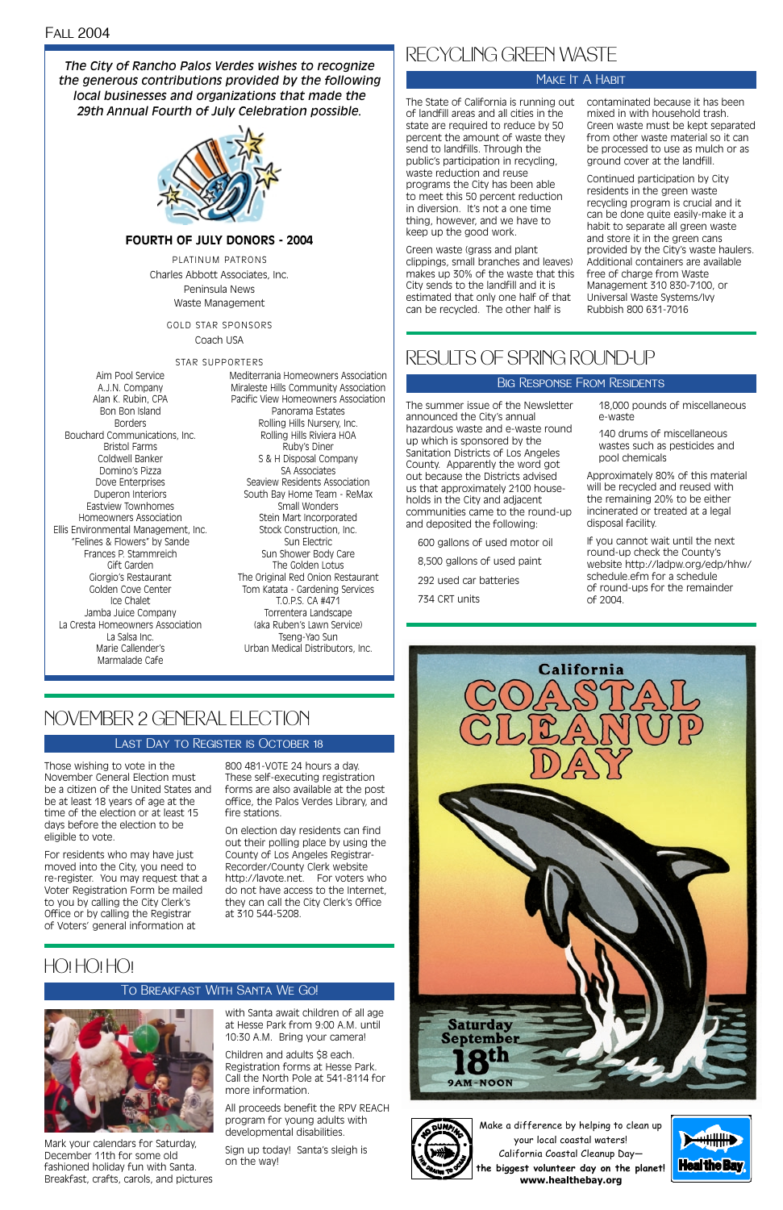*The City of Rancho Palos Verdes wishes to recognize the generous contributions provided by the following local businesses and organizations that made the 29th Annual Fourth of July Celebration possible.*

**FOURTH OF JULY DONORS - 2004**

PLATINUM PATRONS

Charles Abbott Associates, Inc.
Peninsula News
Waste Management

GOLD STAR SPONSORS

Coach USA

STAR SUPPORTERS

Aim Pool Service
A.J.N. Company
Alan K. Rubin, CPA
Bon Bon Island
Borders
Bouchard Communications, Inc.
Bristol Farms
Coldwell Banker
Domino's Pizza
Dove Enterprises
Duperon Interiors
Eastview Townhomes Homeowners Association
Ellis Environmental Management, Inc.
"Felines & Flowers" by Sande
Frances P. Stammreich Gift Garden
Giorgio's Restaurant
Golden Cove Center
Ice Chalet
Jamba Juice Company
La Cresta Homeowners Association
La Salsa Inc.
Marie Callender's
Marmalade Cafe
Mediterrania Homeowners Association
Miraleste Hills Community Association
Pacific View Homeowners Association
Panorama Estates
Rolling Hills Nursery, Inc.
Rolling Hills Riviera HOA
Ruby's Diner
S & H Disposal Company
SA Associates
Seaview Residents Association
South Bay Home Team - ReMax
Small Wonders
Stein Mart Incorporated
Stock Construction, Inc.
Sun Electric
Sun Shower Body Care
The Golden Lotus
The Original Red Onion Restaurant
Tom Katata - Gardening Services
T.O.P.S. CA #471
Torrentera Landscape (aka Ruben's Lawn Service)
Tseng-Yao Sun
Urban Medical Distributors, Inc.

# NOVEMBER 2 GENERAL ELECTION

## LAST DAY TO REGISTER IS OCTOBER 18

Those wishing to vote in the November General Election must be a citizen of the United States and be at least 18 years of age at the time of the election or at least 15 days before the election to be eligible to vote.

For residents who may have just moved into the City, you need to re-register. You may request that a Voter Registration Form be mailed to you by calling the City Clerk's Office or by calling the Registrar of Voters' general information at 800 481-VOTE 24 hours a day. These self-executing registration forms are also available at the post office, the Palos Verdes Library, and fire stations.

On election day residents can find out their polling place by using the County of Los Angeles Registrar-Recorder/County Clerk website http://lavote.net. For voters who do not have access to the Internet, they can call the City Clerk's Office at 310 544-5208.

# HO! HO! HO!

## TO BREAKFAST WITH SANTA WE GO!

Mark your calendars for Saturday, December 11th for some old fashioned holiday fun with Santa. Breakfast, crafts, carols, and pictures with Santa await children of all age at Hesse Park from 9:00 A.M. until 10:30 A.M. Bring your camera!

Children and adults $8 each. Registration forms at Hesse Park. Call the North Pole at 541-8114 for more information.

All proceeds benefit the RPV REACH program for young adults with developmental disabilities.

Sign up today! Santa's sleigh is on the way!

# RECYCLING GREEN WASTE

## MAKE IT A HABIT

The State of California is running out of landfill areas and all cities in the state are required to reduce by 50 percent the amount of waste they send to landfills. Through the public's participation in recycling, waste reduction and reuse programs the City has been able to meet this 50 percent reduction in diversion. It's not a one time thing, however, and we have to keep up the good work.

Green waste (grass and plant clippings, small branches and leaves) makes up 30% of the waste that this City sends to the landfill and it is estimated that only one half of that can be recycled. The other half is contaminated because it has been mixed in with household trash. Green waste must be kept separated from other waste material so it can be processed to use as mulch or as ground cover at the landfill.

Continued participation by City residents in the green waste recycling program is crucial and it can be done quite easily-make it a habit to separate all green waste and store it in the green cans provided by the City's waste haulers. Additional containers are available free of charge from Waste Management 310 830-7100, or Universal Waste Systems/Ivy Rubbish 800 631-7016

# RESULTS OF SPRING ROUND-UP

## BIG RESPONSE FROM RESIDENTS

The summer issue of the Newsletter announced the City's annual hazardous waste and e-waste round up which is sponsored by the Sanitation Districts of Los Angeles County. Apparently the word got out because the Districts advised us that approximately 2100 households in the City and adjacent communities came to the round-up and deposited the following:

- 600 gallons of used motor oil
- 8,500 gallons of used paint
- 292 used car batteries
- 734 CRT units
- 18,000 pounds of miscellaneous e-waste
- 140 drums of miscellaneous wastes such as pesticides and pool chemicals

Approximately 80% of this material will be recycled and reused with the remaining 20% to be either incinerated or treated at a legal disposal facility.

If you cannot wait until the next round-up check the County's website http://ladpw.org/edp/hhw/schedule.efm for a schedule of round-ups for the remainder of 2004.

California COASTAL CLEANUP DAY

Saturday September 18th 9AM–NOON

Make a difference by helping to clean up your local coastal waters! California Coastal Cleanup Day— the biggest volunteer day on the planet! www.healthebay.org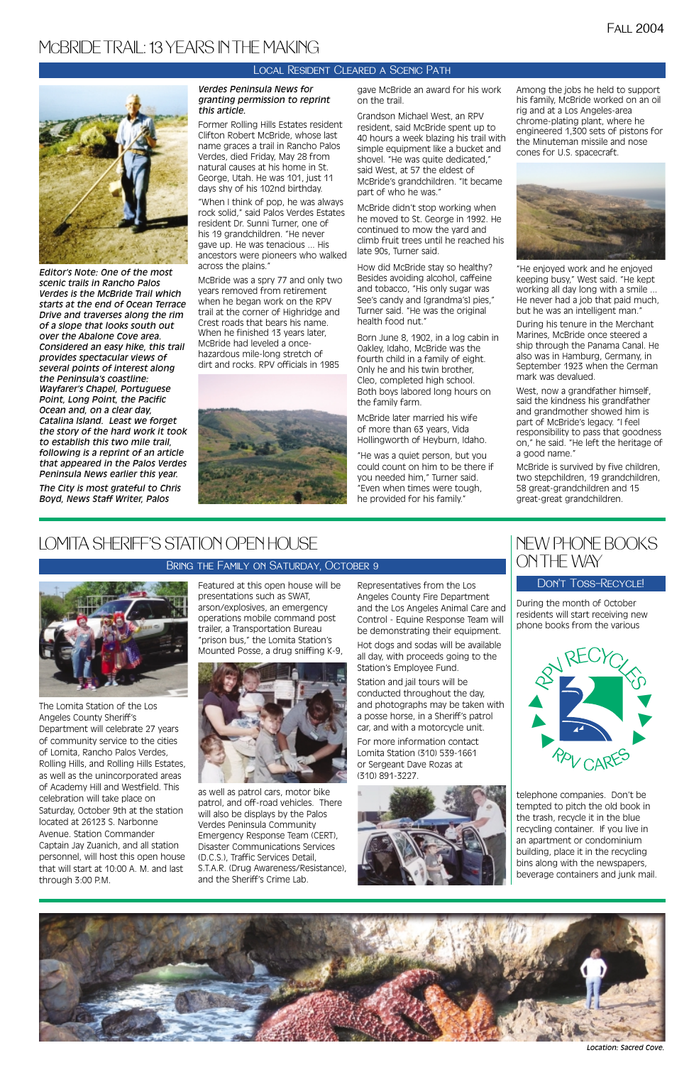# McBride Trail: 13 Years in the Making

## Local Resident Cleared a Scenic Path

*Editor's Note: One of the most scenic trails in Rancho Palos Verdes is the McBride Trail which starts at the end of Ocean Terrace Drive and traverses along the rim of a slope that looks south out over the Abalone Cove area. Considered an easy hike, this trail provides spectacular views of several points of interest along the Peninsula's coastline: Wayfarer's Chapel, Portuguese Point, Long Point, the Pacific Ocean and, on a clear day, Catalina Island. Least we forget the story of the hard work it took to establish this two mile trail, following is a reprint of an article that appeared in the Palos Verdes Peninsula News earlier this year.*

*The City is most grateful to Chris Boyd, News Staff Writer, Palos Verdes Peninsula News for granting permission to reprint this article.*

Former Rolling Hills Estates resident Clifton Robert McBride, whose last name graces a trail in Rancho Palos Verdes, died Friday, May 28 from natural causes at his home in St. George, Utah. He was 101, just 11 days shy of his 102nd birthday.

"When I think of pop, he was always rock solid," said Palos Verdes Estates resident Dr. Sunni Turner, one of his 19 grandchildren. "He never gave up. He was tenacious ... His ancestors were pioneers who walked across the plains."

McBride was a spry 77 and only two years removed from retirement when he began work on the RPV trail at the corner of Highridge and Crest roads that bears his name. When he finished 13 years later, McBride had leveled a once-hazardous mile-long stretch of dirt and rocks. RPV officials in 1985 gave McBride an award for his work on the trail.

Grandson Michael West, an RPV resident, said McBride spent up to 40 hours a week blazing his trail with simple equipment like a bucket and shovel. "He was quite dedicated," said West, at 57 the eldest of McBride's grandchildren. "It became part of who he was."

McBride didn't stop working when he moved to St. George in 1992. He continued to mow the yard and climb fruit trees until he reached his late 90s, Turner said.

How did McBride stay so healthy? Besides avoiding alcohol, caffeine and tobacco, "His only sugar was See's candy and [grandma's] pies," Turner said. "He was the original health food nut."

Born June 8, 1902, in a log cabin in Oakley, Idaho, McBride was the fourth child in a family of eight. Only he and his twin brother, Cleo, completed high school. Both boys labored long hours on the family farm.

McBride later married his wife of more than 63 years, Vida Hollingworth of Heyburn, Idaho.

"He was a quiet person, but you could count on him to be there if you needed him," Turner said. "Even when times were tough, he provided for his family."

Among the jobs he held to support his family, McBride worked on an oil rig and at a Los Angeles-area chrome-plating plant, where he engineered 1,300 sets of pistons for the Minuteman missile and nose cones for U.S. spacecraft.

"He enjoyed work and he enjoyed keeping busy," West said. "He kept working all day long with a smile ... He never had a job that paid much, but he was an intelligent man."

During his tenure in the Merchant Marines, McBride once steered a ship through the Panama Canal. He also was in Hamburg, Germany, in September 1923 when the German mark was devalued.

West, now a grandfather himself, said the kindness his grandfather and grandmother showed him is part of McBride's legacy. "I feel responsibility to pass that goodness on," he said. "He left the heritage of a good name."

McBride is survived by five children, two stepchildren, 19 grandchildren, 58 great-grandchildren and 15 great-great grandchildren.

# Lomita Sheriff's Station Open House

## Bring the Family on Saturday, October 9

The Lomita Station of the Los Angeles County Sheriff's Department will celebrate 27 years of community service to the cities of Lomita, Rancho Palos Verdes, Rolling Hills, and Rolling Hills Estates, as well as the unincorporated areas of Academy Hill and Westfield. This celebration will take place on Saturday, October 9th at the station located at 26123 S. Narbonne Avenue. Station Commander Captain Jay Zuanich, and all station personnel, will host this open house that will start at 10:00 A. M. and last through 3:00 P.M.

Featured at this open house will be presentations such as SWAT, arson/explosives, an emergency operations mobile command post trailer, a Transportation Bureau "prison bus," the Lomita Station's Mounted Posse, a drug sniffing K-9, as well as patrol cars, motor bike patrol, and off-road vehicles. There will also be displays by the Palos Verdes Peninsula Community Emergency Response Team (CERT), Disaster Communications Services (D.C.S.), Traffic Services Detail, S.T.A.R. (Drug Awareness/Resistance), and the Sheriff's Crime Lab.

Representatives from the Los Angeles County Fire Department and the Los Angeles Animal Care and Control - Equine Response Team will be demonstrating their equipment.

Hot dogs and sodas will be available all day, with proceeds going to the Station's Employee Fund.

Station and jail tours will be conducted throughout the day, and photographs may be taken with a posse horse, in a Sheriff's patrol car, and with a motorcycle unit.

For more information contact Lomita Station (310) 539-1661 or Sergeant Dave Rozas at (310) 891-3227.

# New Phone Books on the Way

## Don't Toss-Recycle!

During the month of October residents will start receiving new phone books from the various telephone companies. Don't be tempted to pitch the old book in the trash, recycle it in the blue recycling container. If you live in an apartment or condominium building, place it in the recycling bins along with the newspapers, beverage containers and junk mail.

RPV RECYCLES — RPV CARES

*Location: Sacred Cove.*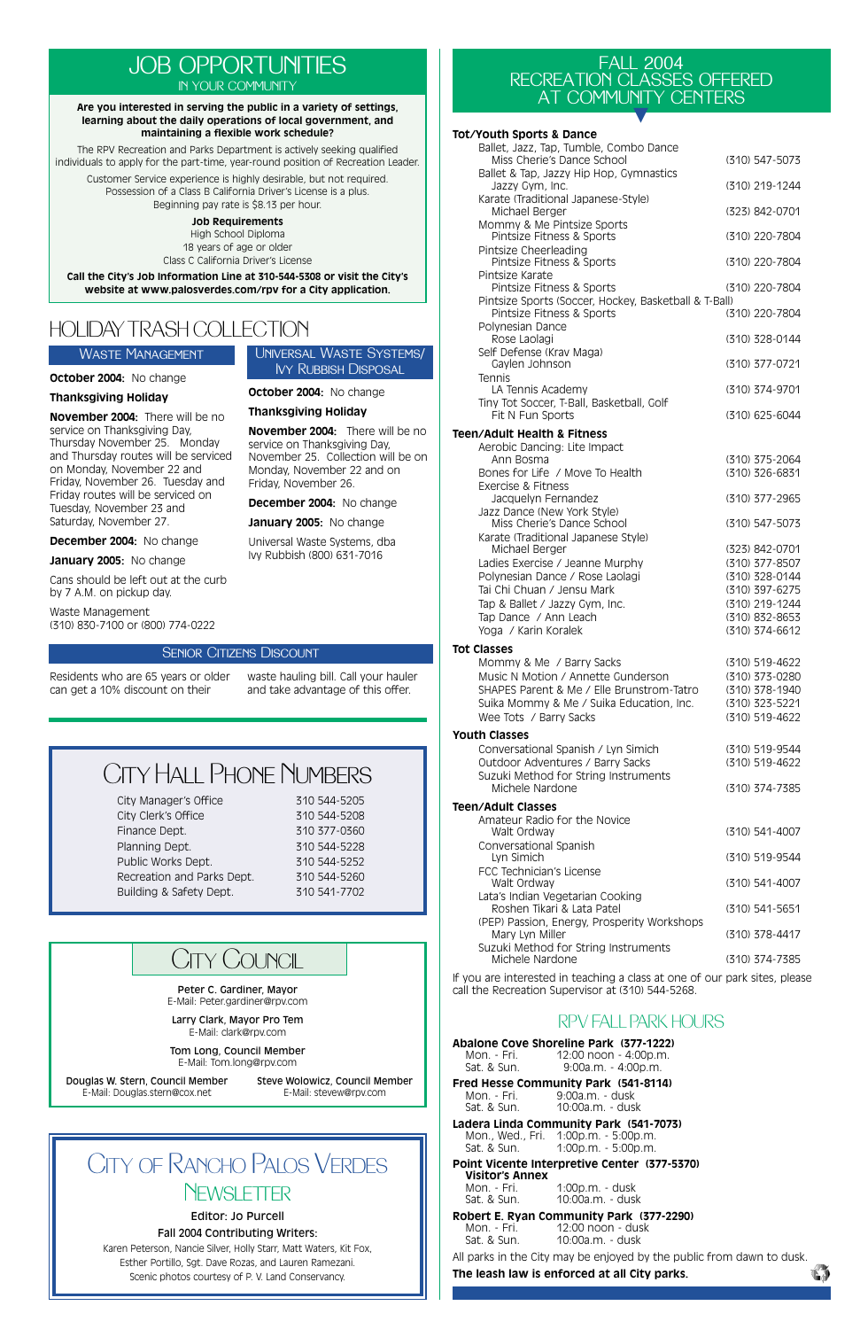# JOB OPPORTUNITIES

IN YOUR COMMUNITY

**Are you interested in serving the public in a variety of settings, learning about the daily operations of local government, and maintaining a flexible work schedule?**

The RPV Recreation and Parks Department is actively seeking qualified individuals to apply for the part-time, year-round position of Recreation Leader.

Customer Service experience is highly desirable, but not required. Possession of a Class B California Driver's License is a plus. Beginning pay rate is $8.13 per hour.

**Job Requirements**

High School Diploma

18 years of age or older

Class C California Driver's License

**Call the City's Job Information Line at 310-544-5308 or visit the City's website at www.palosverdes.com/rpv for a City application.**

# HOLIDAY TRASH COLLECTION

## WASTE MANAGEMENT

**October 2004:** No change

**Thanksgiving Holiday**

**November 2004:** There will be no service on Thanksgiving Day, Thursday November 25. Monday and Thursday routes will be serviced on Monday, November 22 and Friday, November 26. Tuesday and Friday routes will be serviced on Tuesday, November 23 and Saturday, November 27.

**December 2004:** No change

**January 2005:** No change

Cans should be left out at the curb by 7 A.M. on pickup day.

Waste Management
(310) 830-7100 or (800) 774-0222

## UNIVERSAL WASTE SYSTEMS/ IVY RUBBISH DISPOSAL

**October 2004:** No change

**Thanksgiving Holiday**

**November 2004:** There will be no service on Thanksgiving Day, November 25. Collection will be on Monday, November 22 and on Friday, November 26.

**December 2004:** No change

**January 2005:** No change

Universal Waste Systems, dba Ivy Rubbish (800) 631-7016

## SENIOR CITIZENS DISCOUNT

Residents who are 65 years or older can get a 10% discount on their waste hauling bill. Call your hauler and take advantage of this offer.

# CITY HALL PHONE NUMBERS

| | |
|---|---|
| City Manager's Office | 310 544-5205 |
| City Clerk's Office | 310 544-5208 |
| Finance Dept. | 310 377-0360 |
| Planning Dept. | 310 544-5228 |
| Public Works Dept. | 310 544-5252 |
| Recreation and Parks Dept. | 310 544-5260 |
| Building & Safety Dept. | 310 541-7702 |

# CITY COUNCIL

**Peter C. Gardiner, Mayor**
E-Mail: Peter.gardiner@rpv.com

**Larry Clark, Mayor Pro Tem**
E-Mail: clark@rpv.com

**Tom Long, Council Member**
E-Mail: Tom.long@rpv.com

**Douglas W. Stern, Council Member**
E-Mail: Douglas.stern@cox.net

**Steve Wolowicz, Council Member**
E-Mail: stevew@rpv.com

# CITY OF RANCHO PALOS VERDES NEWSLETTER

**Editor: Jo Purcell**

**Fall 2004 Contributing Writers:**

Karen Peterson, Nancie Silver, Holly Starr, Matt Waters, Kit Fox, Esther Portillo, Sgt. Dave Rozas, and Lauren Ramezani.

Scenic photos courtesy of P. V. Land Conservancy.

# FALL 2004 RECREATION CLASSES OFFERED AT COMMUNITY CENTERS

**Tot/Youth Sports & Dance**

| | |
|---|---|
| Ballet, Jazz, Tap, Tumble, Combo Dance / Miss Cherie's Dance School | (310) 547-5073 |
| Ballet & Tap, Jazzy Hip Hop, Gymnastics / Jazzy Gym, Inc. | (310) 219-1244 |
| Karate (Traditional Japanese-Style) / Michael Berger | (323) 842-0701 |
| Mommy & Me Pintsize Sports / Pintsize Fitness & Sports | (310) 220-7804 |
| Pintsize Cheerleading / Pintsize Fitness & Sports | (310) 220-7804 |
| Pintsize Karate / Pintsize Fitness & Sports | (310) 220-7804 |
| Pintsize Sports (Soccer, Hockey, Basketball & T-Ball) / Pintsize Fitness & Sports | (310) 220-7804 |
| Polynesian Dance / Rose Laolagi | (310) 328-0144 |
| Self Defense (Krav Maga) / Gaylen Johnson | (310) 377-0721 |
| Tennis / LA Tennis Academy | (310) 374-9701 |
| Tiny Tot Soccer, T-Ball, Basketball, Golf / Fit N Fun Sports | (310) 625-6044 |

**Teen/Adult Health & Fitness**

| | |
|---|---|
| Aerobic Dancing: Lite Impact / Ann Bosma | (310) 375-2064 |
| Bones for Life / Move To Health | (310) 326-6831 |
| Exercise & Fitness / Jacquelyn Fernandez | (310) 377-2965 |
| Jazz Dance (New York Style) / Miss Cherie's Dance School | (310) 547-5073 |
| Karate (Traditional Japanese Style) / Michael Berger | (323) 842-0701 |
| Ladies Exercise / Jeanne Murphy | (310) 377-8507 |
| Polynesian Dance / Rose Laolagi | (310) 328-0144 |
| Tai Chi Chuan / Jensu Mark | (310) 397-6275 |
| Tap & Ballet / Jazzy Gym, Inc. | (310) 219-1244 |
| Tap Dance / Ann Leach | (310) 832-8653 |
| Yoga / Karin Koralek | (310) 374-6612 |

**Tot Classes**

| | |
|---|---|
| Mommy & Me / Barry Sacks | (310) 519-4622 |
| Music N Motion / Annette Gunderson | (310) 373-0280 |
| SHAPES Parent & Me / Elle Brunstrom-Tatro | (310) 378-1940 |
| Suika Mommy & Me / Suika Education, Inc. | (310) 323-5221 |
| Wee Tots / Barry Sacks | (310) 519-4622 |

**Youth Classes**

| | |
|---|---|
| Conversational Spanish / Lyn Simich | (310) 519-9544 |
| Outdoor Adventures / Barry Sacks | (310) 519-4622 |
| Suzuki Method for String Instruments / Michele Nardone | (310) 374-7385 |

**Teen/Adult Classes**

| | |
|---|---|
| Amateur Radio for the Novice / Walt Ordway | (310) 541-4007 |
| Conversational Spanish / Lyn Simich | (310) 519-9544 |
| FCC Technician's License / Walt Ordway | (310) 541-4007 |
| Lata's Indian Vegetarian Cooking / Roshen Tikari & Lata Patel | (310) 541-5651 |
| (PEP) Passion, Energy, Prosperity Workshops / Mary Lyn Miller | (310) 378-4417 |
| Suzuki Method for String Instruments / Michele Nardone | (310) 374-7385 |

If you are interested in teaching a class at one of our park sites, please call the Recreation Supervisor at (310) 544-5268.

## RPV FALL PARK HOURS

**Abalone Cove Shoreline Park (377-1222)**
Mon. - Fri. 12:00 noon - 4:00p.m.
Sat. & Sun. 9:00a.m. - 4:00p.m.

**Fred Hesse Community Park (541-8114)**
Mon. - Fri. 9:00a.m. - dusk
Sat. & Sun. 10:00a.m. - dusk

**Ladera Linda Community Park (541-7073)**
Mon., Wed., Fri. 1:00p.m. - 5:00p.m.
Sat. & Sun. 1:00p.m. - 5:00p.m.

**Point Vicente Interpretive Center (377-5370)**
**Visitor's Annex**
Mon. - Fri. 1:00p.m. - dusk
Sat. & Sun. 10:00a.m. - dusk

**Robert E. Ryan Community Park (377-2290)**
Mon. - Fri. 12:00 noon - dusk
Sat. & Sun. 10:00a.m. - dusk

All parks in the City may be enjoyed by the public from dawn to dusk.

**The leash law is enforced at all City parks.**